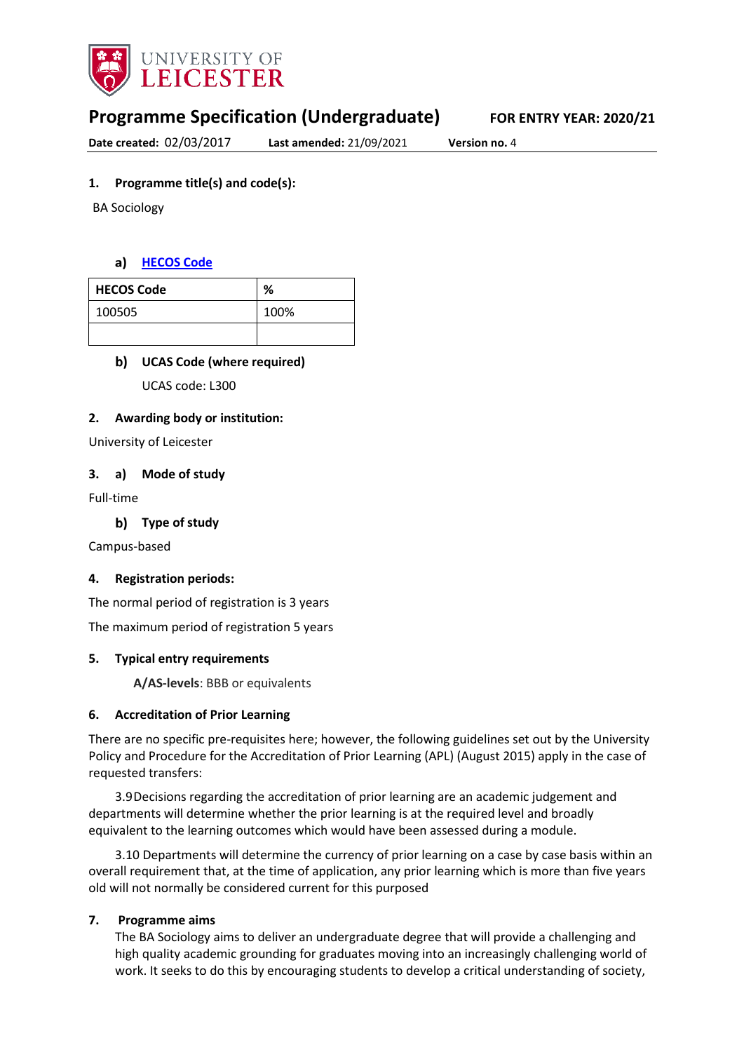# Programme Specification (Undergraduate)

**FOR ENTRY YEAR: 2020/21**

**Date created:** 02/03/2017 **Last amended:** 21/09/2021 **Version no.** 4

### 1. Programme title(s) and code(s):

BA Sociology

#### a) HECOS Code

| HECOS Code | % |
|---|---|
| 100505 | 100% |
| | |

#### b) UCAS Code (where required)

UCAS code: L300

### 2. Awarding body or institution:

University of Leicester

### 3. a) Mode of study

Full-time

#### b) Type of study

Campus-based

### 4. Registration periods:

The normal period of registration is 3 years

The maximum period of registration 5 years

### 5. Typical entry requirements

**A/AS-levels**: BBB or equivalents

### 6. Accreditation of Prior Learning

There are no specific pre-requisites here; however, the following guidelines set out by the University Policy and Procedure for the Accreditation of Prior Learning (APL) (August 2015) apply in the case of requested transfers:

3.9 Decisions regarding the accreditation of prior learning are an academic judgement and departments will determine whether the prior learning is at the required level and broadly equivalent to the learning outcomes which would have been assessed during a module.

3.10 Departments will determine the currency of prior learning on a case by case basis within an overall requirement that, at the time of application, any prior learning which is more than five years old will not normally be considered current for this purposed

### 7. Programme aims

The BA Sociology aims to deliver an undergraduate degree that will provide a challenging and high quality academic grounding for graduates moving into an increasingly challenging world of work. It seeks to do this by encouraging students to develop a critical understanding of society,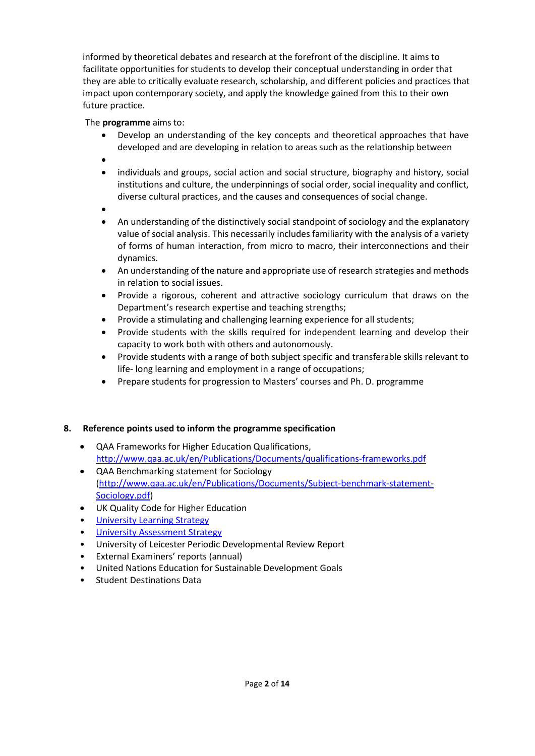informed by theoretical debates and research at the forefront of the discipline. It aims to facilitate opportunities for students to develop their conceptual understanding in order that they are able to critically evaluate research, scholarship, and different policies and practices that impact upon contemporary society, and apply the knowledge gained from this to their own future practice.

The **programme** aims to:

- Develop an understanding of the key concepts and theoretical approaches that have developed and are developing in relation to areas such as the relationship between
- 
- individuals and groups, social action and social structure, biography and history, social institutions and culture, the underpinnings of social order, social inequality and conflict, diverse cultural practices, and the causes and consequences of social change.
- 
- An understanding of the distinctively social standpoint of sociology and the explanatory value of social analysis. This necessarily includes familiarity with the analysis of a variety of forms of human interaction, from micro to macro, their interconnections and their dynamics.
- An understanding of the nature and appropriate use of research strategies and methods in relation to social issues.
- Provide a rigorous, coherent and attractive sociology curriculum that draws on the Department's research expertise and teaching strengths;
- Provide a stimulating and challenging learning experience for all students;
- Provide students with the skills required for independent learning and develop their capacity to work both with others and autonomously.
- Provide students with a range of both subject specific and transferable skills relevant to life- long learning and employment in a range of occupations;
- Prepare students for progression to Masters' courses and Ph. D. programme

## 8. Reference points used to inform the programme specification

- QAA Frameworks for Higher Education Qualifications, http://www.qaa.ac.uk/en/Publications/Documents/qualifications-frameworks.pdf
- QAA Benchmarking statement for Sociology (http://www.qaa.ac.uk/en/Publications/Documents/Subject-benchmark-statement-Sociology.pdf)
- UK Quality Code for Higher Education
- University Learning Strategy
- University Assessment Strategy
- University of Leicester Periodic Developmental Review Report
- External Examiners' reports (annual)
- United Nations Education for Sustainable Development Goals
- Student Destinations Data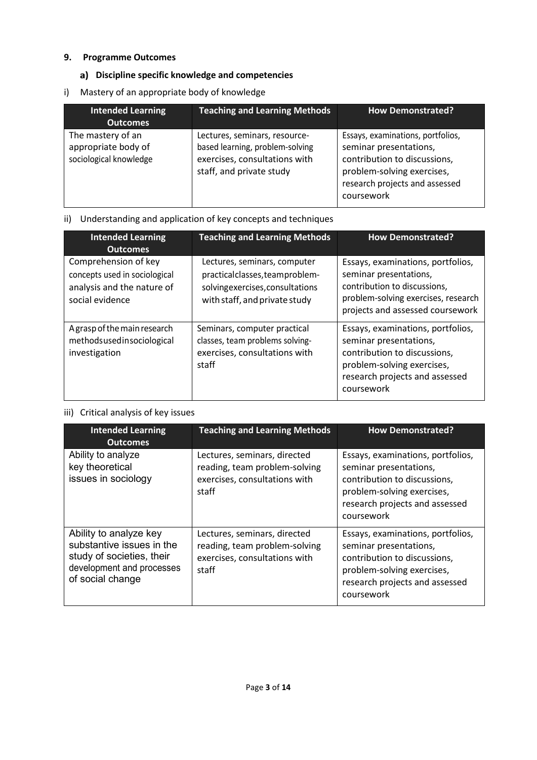## 9. Programme Outcomes

### a) Discipline specific knowledge and competencies

i) Mastery of an appropriate body of knowledge

| Intended Learning Outcomes | Teaching and Learning Methods | How Demonstrated? |
|---|---|---|
| The mastery of an appropriate body of sociological knowledge | Lectures, seminars, resource-based learning, problem-solving exercises, consultations with staff, and private study | Essays, examinations, portfolios, seminar presentations, contribution to discussions, problem-solving exercises, research projects and assessed coursework |

ii) Understanding and application of key concepts and techniques

| Intended Learning Outcomes | Teaching and Learning Methods | How Demonstrated? |
|---|---|---|
| Comprehension of key concepts used in sociological analysis and the nature of social evidence | Lectures, seminars, computer practicalclasses,teamproblem-solvingexercises,consultations with staff, and private study | Essays, examinations, portfolios, seminar presentations, contribution to discussions, problem-solving exercises, research projects and assessed coursework |
| A grasp of the main research methodsusedinsociological investigation | Seminars, computer practical classes, team problems solving-exercises, consultations with staff | Essays, examinations, portfolios, seminar presentations, contribution to discussions, problem-solving exercises, research projects and assessed coursework |

iii) Critical analysis of key issues

| Intended Learning Outcomes | Teaching and Learning Methods | How Demonstrated? |
|---|---|---|
| Ability to analyze key theoretical issues in sociology | Lectures, seminars, directed reading, team problem-solving exercises, consultations with staff | Essays, examinations, portfolios, seminar presentations, contribution to discussions, problem-solving exercises, research projects and assessed coursework |
| Ability to analyze key substantive issues in the study of societies, their development and processes of social change | Lectures, seminars, directed reading, team problem-solving exercises, consultations with staff | Essays, examinations, portfolios, seminar presentations, contribution to discussions, problem-solving exercises, research projects and assessed coursework |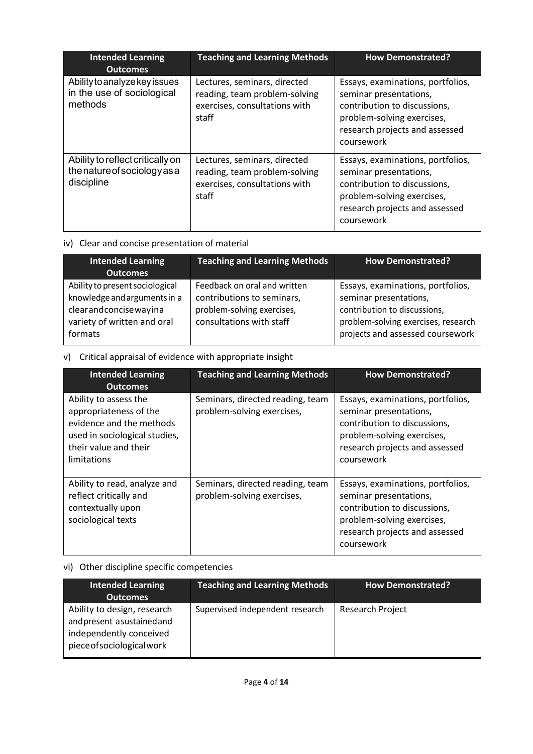| Intended Learning Outcomes | Teaching and Learning Methods | How Demonstrated? |
| --- | --- | --- |
| Ability to analyze key issues in the use of sociological methods | Lectures, seminars, directed reading, team problem-solving exercises, consultations with staff | Essays, examinations, portfolios, seminar presentations, contribution to discussions, problem-solving exercises, research projects and assessed coursework |
| Ability to reflect critically on the nature of sociology as a discipline | Lectures, seminars, directed reading, team problem-solving exercises, consultations with staff | Essays, examinations, portfolios, seminar presentations, contribution to discussions, problem-solving exercises, research projects and assessed coursework |

iv) Clear and concise presentation of material

| Intended Learning Outcomes | Teaching and Learning Methods | How Demonstrated? |
| --- | --- | --- |
| Ability to present sociological knowledge and arguments in a clear and concise way in a variety of written and oral formats | Feedback on oral and written contributions to seminars, problem-solving exercises, consultations with staff | Essays, examinations, portfolios, seminar presentations, contribution to discussions, problem-solving exercises, research projects and assessed coursework |

v) Critical appraisal of evidence with appropriate insight

| Intended Learning Outcomes | Teaching and Learning Methods | How Demonstrated? |
| --- | --- | --- |
| Ability to assess the appropriateness of the evidence and the methods used in sociological studies, their value and their limitations | Seminars, directed reading, team problem-solving exercises, | Essays, examinations, portfolios, seminar presentations, contribution to discussions, problem-solving exercises, research projects and assessed coursework |
| Ability to read, analyze and reflect critically and contextually upon sociological texts | Seminars, directed reading, team problem-solving exercises, | Essays, examinations, portfolios, seminar presentations, contribution to discussions, problem-solving exercises, research projects and assessed coursework |

vi) Other discipline specific competencies

| Intended Learning Outcomes | Teaching and Learning Methods | How Demonstrated? |
| --- | --- | --- |
| Ability to design, research and present a sustained and independently conceived piece of sociological work | Supervised independent research | Research Project |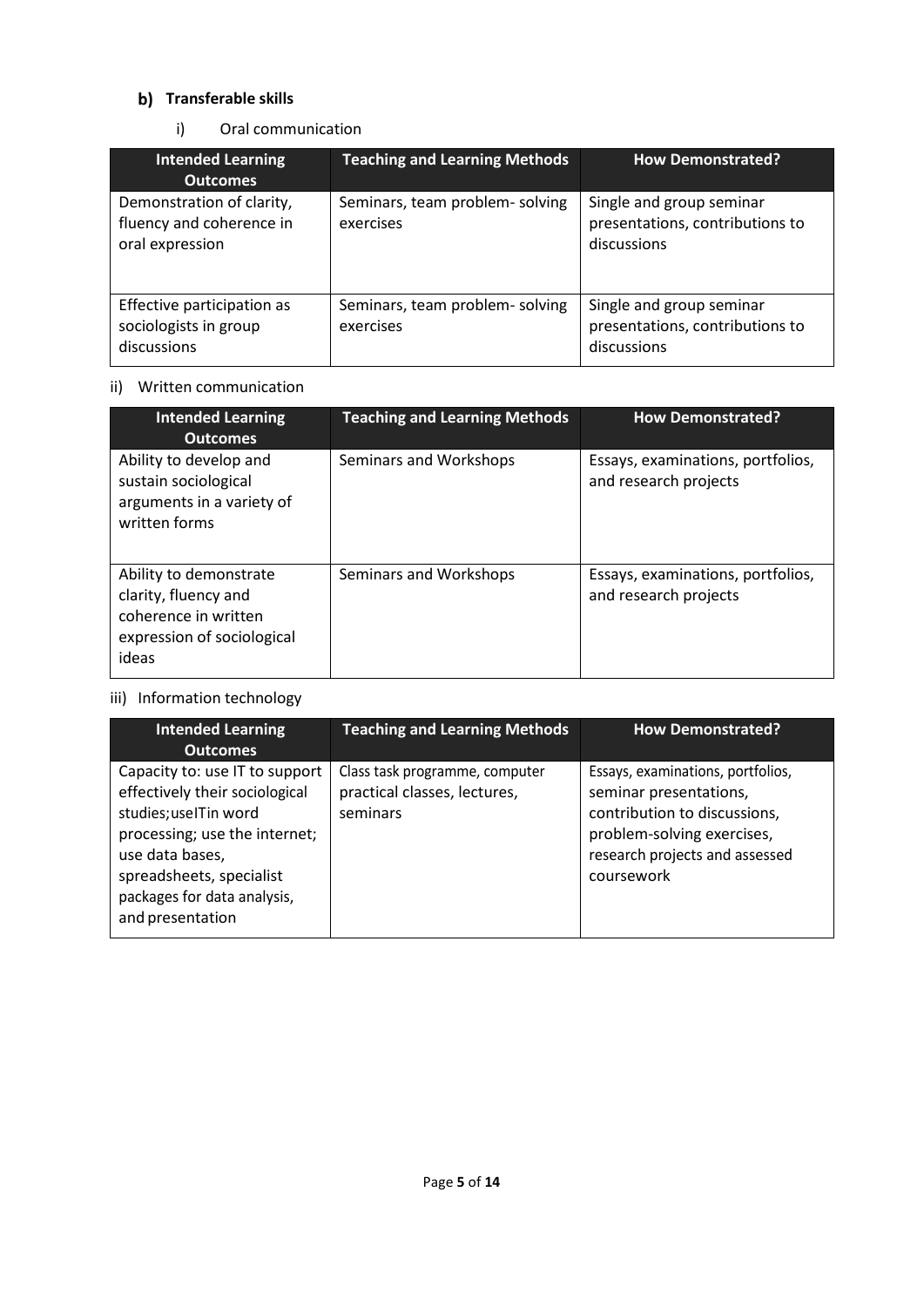## b) Transferable skills

i) Oral communication

| Intended Learning Outcomes | Teaching and Learning Methods | How Demonstrated? |
|---|---|---|
| Demonstration of clarity, fluency and coherence in oral expression | Seminars, team problem- solving exercises | Single and group seminar presentations, contributions to discussions |
| Effective participation as sociologists in group discussions | Seminars, team problem- solving exercises | Single and group seminar presentations, contributions to discussions |

ii) Written communication

| Intended Learning Outcomes | Teaching and Learning Methods | How Demonstrated? |
|---|---|---|
| Ability to develop and sustain sociological arguments in a variety of written forms | Seminars and Workshops | Essays, examinations, portfolios, and research projects |
| Ability to demonstrate clarity, fluency and coherence in written expression of sociological ideas | Seminars and Workshops | Essays, examinations, portfolios, and research projects |

iii) Information technology

| Intended Learning Outcomes | Teaching and Learning Methods | How Demonstrated? |
|---|---|---|
| Capacity to: use IT to support effectively their sociological studies;useITin word processing; use the internet; use data bases, spreadsheets, specialist packages for data analysis, and presentation | Class task programme, computer practical classes, lectures, seminars | Essays, examinations, portfolios, seminar presentations, contribution to discussions, problem-solving exercises, research projects and assessed coursework |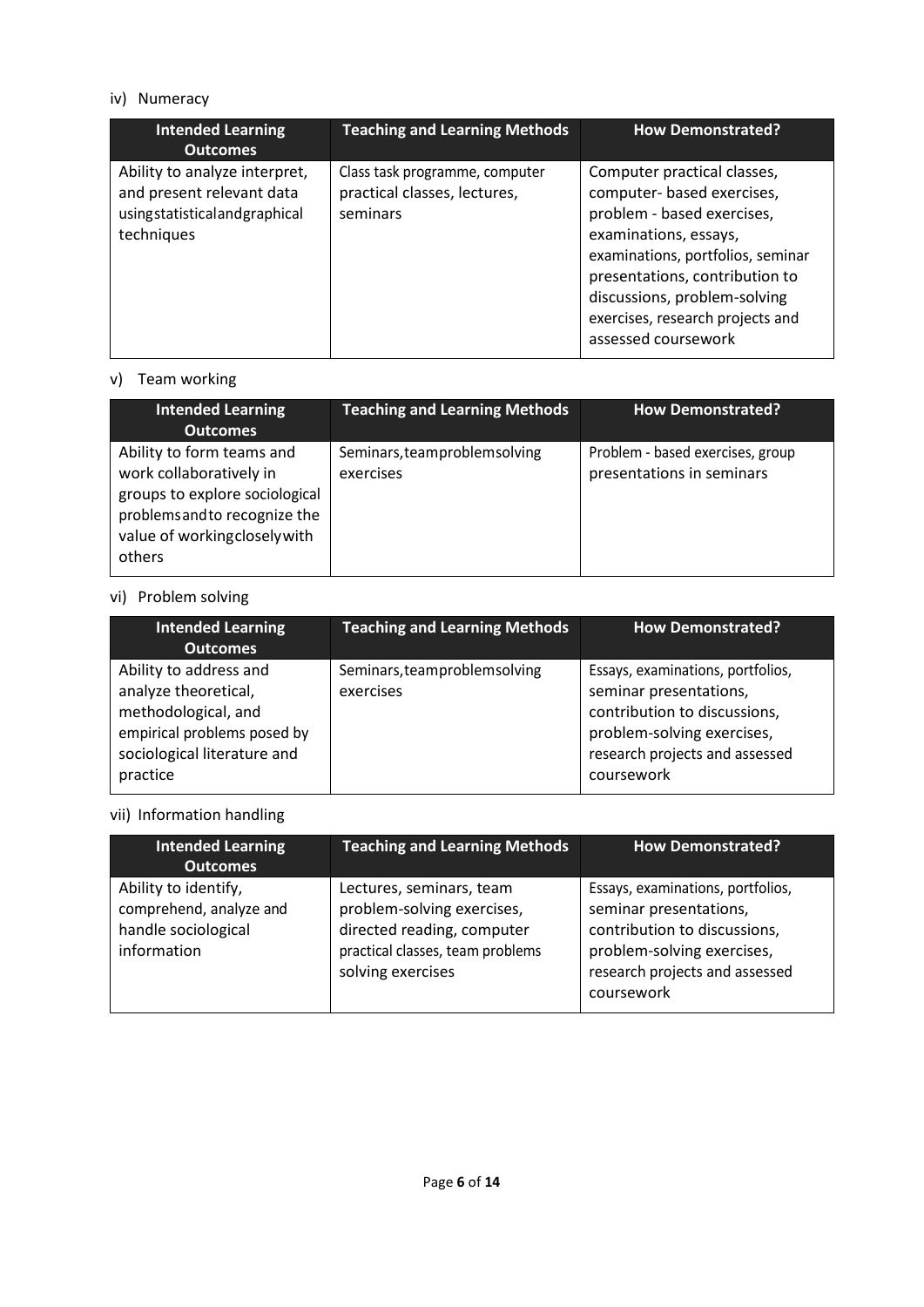iv) Numeracy

| Intended Learning Outcomes | Teaching and Learning Methods | How Demonstrated? |
|---|---|---|
| Ability to analyze interpret, and present relevant data using statistical and graphical techniques | Class task programme, computer practical classes, lectures, seminars | Computer practical classes, computer- based exercises, problem - based exercises, examinations, essays, examinations, portfolios, seminar presentations, contribution to discussions, problem-solving exercises, research projects and assessed coursework |

v) Team working

| Intended Learning Outcomes | Teaching and Learning Methods | How Demonstrated? |
|---|---|---|
| Ability to form teams and work collaboratively in groups to explore sociological problems and to recognize the value of working closely with others | Seminars, team problem solving exercises | Problem - based exercises, group presentations in seminars |

vi) Problem solving

| Intended Learning Outcomes | Teaching and Learning Methods | How Demonstrated? |
|---|---|---|
| Ability to address and analyze theoretical, methodological, and empirical problems posed by sociological literature and practice | Seminars, team problem solving exercises | Essays, examinations, portfolios, seminar presentations, contribution to discussions, problem-solving exercises, research projects and assessed coursework |

vii) Information handling

| Intended Learning Outcomes | Teaching and Learning Methods | How Demonstrated? |
|---|---|---|
| Ability to identify, comprehend, analyze and handle sociological information | Lectures, seminars, team problem-solving exercises, directed reading, computer practical classes, team problems solving exercises | Essays, examinations, portfolios, seminar presentations, contribution to discussions, problem-solving exercises, research projects and assessed coursework |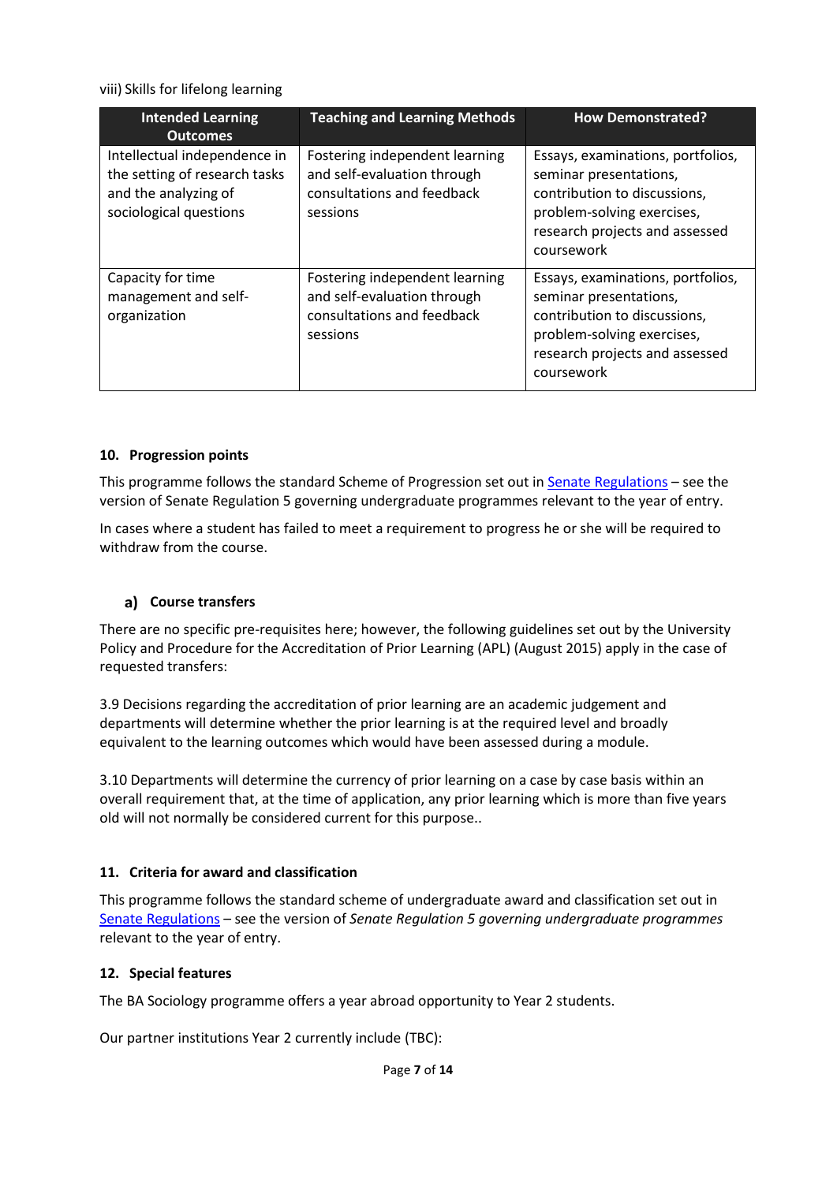viii) Skills for lifelong learning

| Intended Learning Outcomes | Teaching and Learning Methods | How Demonstrated? |
| --- | --- | --- |
| Intellectual independence in the setting of research tasks and the analyzing of sociological questions | Fostering independent learning and self-evaluation through consultations and feedback sessions | Essays, examinations, portfolios, seminar presentations, contribution to discussions, problem-solving exercises, research projects and assessed coursework |
| Capacity for time management and self-organization | Fostering independent learning and self-evaluation through consultations and feedback sessions | Essays, examinations, portfolios, seminar presentations, contribution to discussions, problem-solving exercises, research projects and assessed coursework |

#### 10. Progression points

This programme follows the standard Scheme of Progression set out in [Senate Regulations](#) – see the version of Senate Regulation 5 governing undergraduate programmes relevant to the year of entry.

In cases where a student has failed to meet a requirement to progress he or she will be required to withdraw from the course.

##### a) Course transfers

There are no specific pre-requisites here; however, the following guidelines set out by the University Policy and Procedure for the Accreditation of Prior Learning (APL) (August 2015) apply in the case of requested transfers:

3.9 Decisions regarding the accreditation of prior learning are an academic judgement and departments will determine whether the prior learning is at the required level and broadly equivalent to the learning outcomes which would have been assessed during a module.

3.10 Departments will determine the currency of prior learning on a case by case basis within an overall requirement that, at the time of application, any prior learning which is more than five years old will not normally be considered current for this purpose..

#### 11. Criteria for award and classification

This programme follows the standard scheme of undergraduate award and classification set out in [Senate Regulations](#) – see the version of *Senate Regulation 5 governing undergraduate programmes* relevant to the year of entry.

#### 12. Special features

The BA Sociology programme offers a year abroad opportunity to Year 2 students.

Our partner institutions Year 2 currently include (TBC):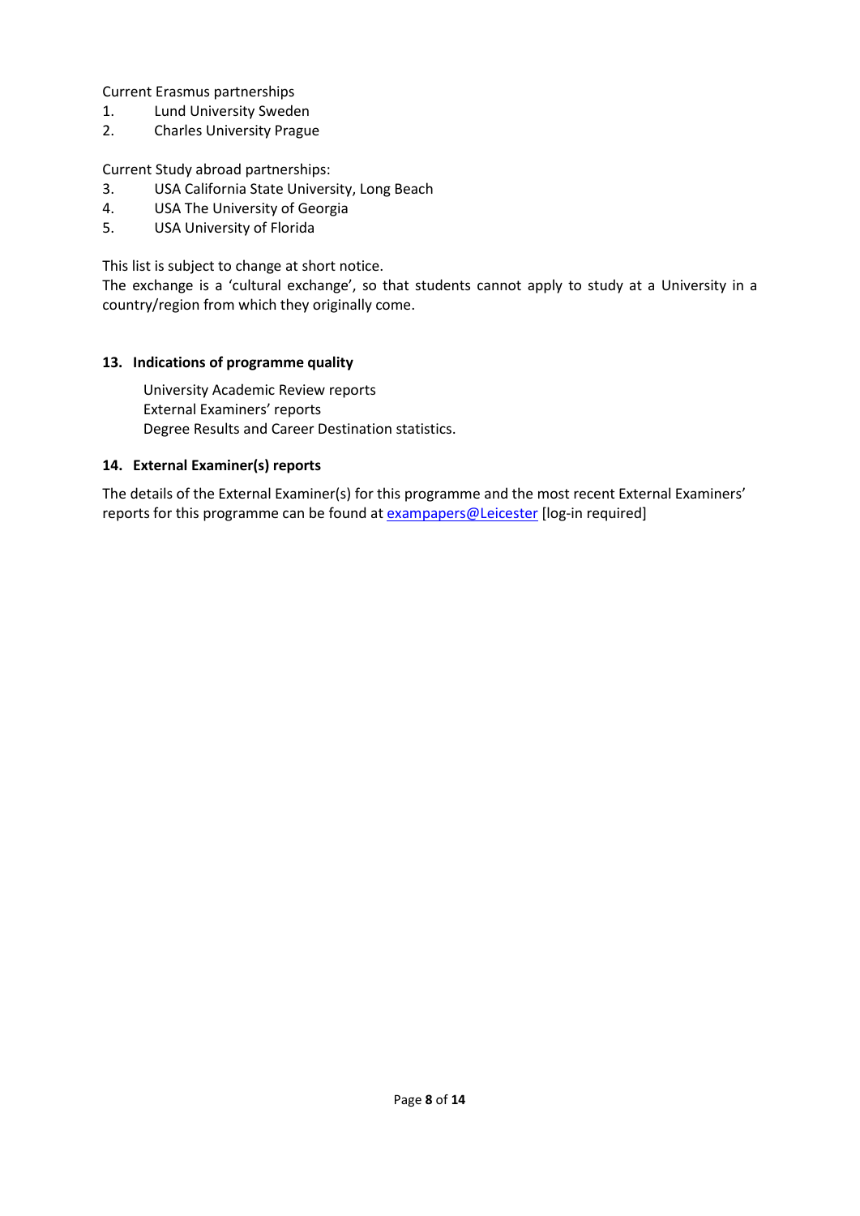Current Erasmus partnerships

1. Lund University Sweden
2. Charles University Prague

Current Study abroad partnerships:

3. USA California State University, Long Beach
4. USA The University of Georgia
5. USA University of Florida

This list is subject to change at short notice.
The exchange is a 'cultural exchange', so that students cannot apply to study at a University in a country/region from which they originally come.

### 13. Indications of programme quality

University Academic Review reports
External Examiners' reports
Degree Results and Career Destination statistics.

### 14. External Examiner(s) reports

The details of the External Examiner(s) for this programme and the most recent External Examiners' reports for this programme can be found at exampapers@Leicester [log-in required]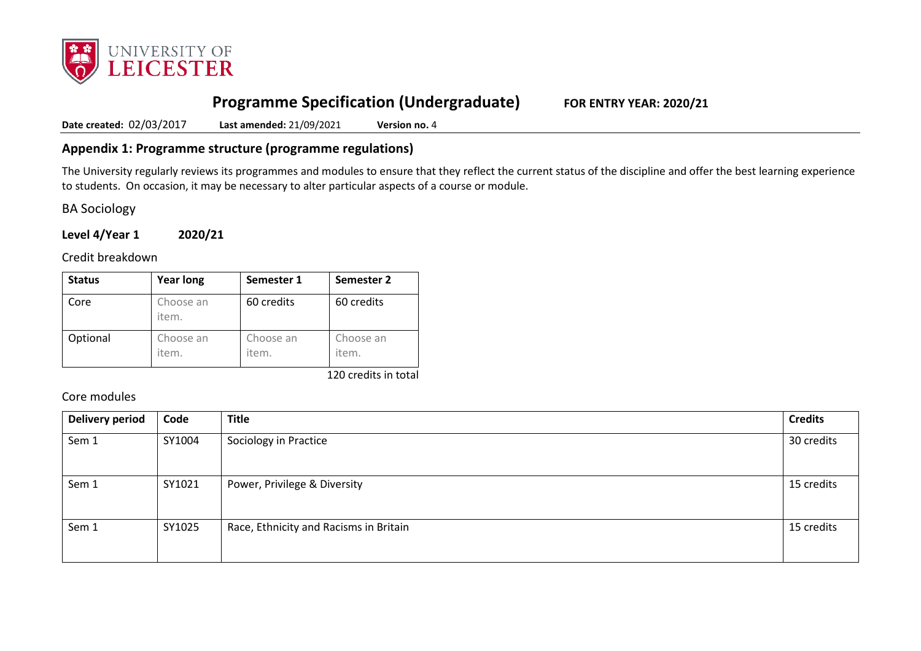# Programme Specification (Undergraduate) FOR ENTRY YEAR: 2020/21

**Date created:** 02/03/2017 **Last amended:** 21/09/2021 **Version no.** 4

## Appendix 1: Programme structure (programme regulations)

The University regularly reviews its programmes and modules to ensure that they reflect the current status of the discipline and offer the best learning experience to students. On occasion, it may be necessary to alter particular aspects of a course or module.

BA Sociology

**Level 4/Year 1 2020/21**

Credit breakdown

| Status | Year long | Semester 1 | Semester 2 |
|---|---|---|---|
| Core | Choose an item. | 60 credits | 60 credits |
| Optional | Choose an item. | Choose an item. | Choose an item. |

120 credits in total

Core modules

| Delivery period | Code | Title | Credits |
|---|---|---|---|
| Sem 1 | SY1004 | Sociology in Practice | 30 credits |
| Sem 1 | SY1021 | Power, Privilege & Diversity | 15 credits |
| Sem 1 | SY1025 | Race, Ethnicity and Racisms in Britain | 15 credits |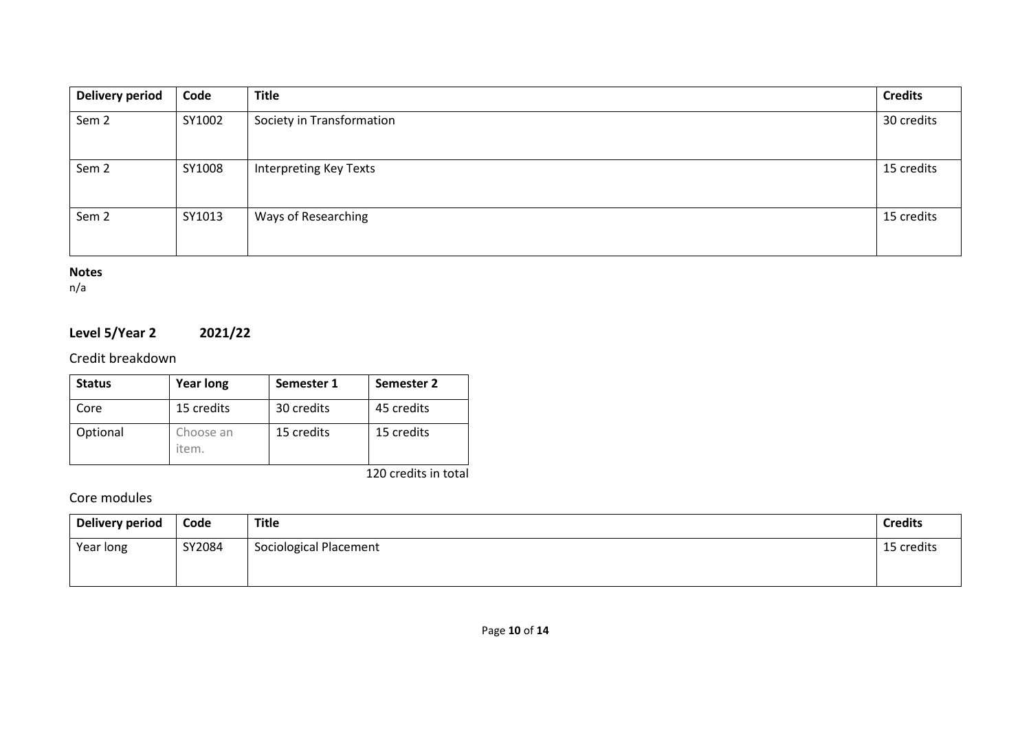| Delivery period | Code | Title | Credits |
| --- | --- | --- | --- |
| Sem 2 | SY1002 | Society in Transformation | 30 credits |
| Sem 2 | SY1008 | Interpreting Key Texts | 15 credits |
| Sem 2 | SY1013 | Ways of Researching | 15 credits |

**Notes**
n/a

## Level 5/Year 2 2021/22

### Credit breakdown

| Status | Year long | Semester 1 | Semester 2 |
| --- | --- | --- | --- |
| Core | 15 credits | 30 credits | 45 credits |
| Optional | Choose an item. | 15 credits | 15 credits |

120 credits in total

### Core modules

| Delivery period | Code | Title | Credits |
| --- | --- | --- | --- |
| Year long | SY2084 | Sociological Placement | 15 credits |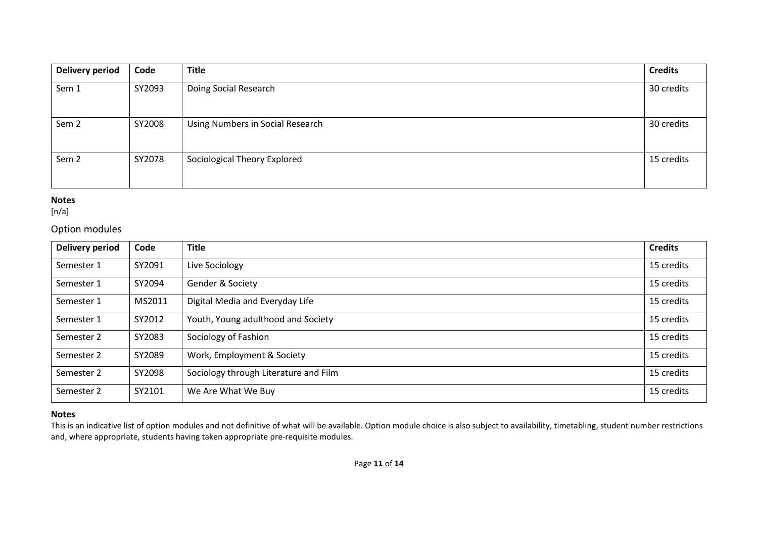| Delivery period | Code | Title | Credits |
| --- | --- | --- | --- |
| Sem 1 | SY2093 | Doing Social Research | 30 credits |
| Sem 2 | SY2008 | Using Numbers in Social Research | 30 credits |
| Sem 2 | SY2078 | Sociological Theory Explored | 15 credits |

**Notes**
[n/a]

## Option modules

| Delivery period | Code | Title | Credits |
| --- | --- | --- | --- |
| Semester 1 | SY2091 | Live Sociology | 15 credits |
| Semester 1 | SY2094 | Gender & Society | 15 credits |
| Semester 1 | MS2011 | Digital Media and Everyday Life | 15 credits |
| Semester 1 | SY2012 | Youth, Young adulthood and Society | 15 credits |
| Semester 2 | SY2083 | Sociology of Fashion | 15 credits |
| Semester 2 | SY2089 | Work, Employment & Society | 15 credits |
| Semester 2 | SY2098 | Sociology through Literature and Film | 15 credits |
| Semester 2 | SY2101 | We Are What We Buy | 15 credits |

**Notes**
This is an indicative list of option modules and not definitive of what will be available. Option module choice is also subject to availability, timetabling, student number restrictions and, where appropriate, students having taken appropriate pre-requisite modules.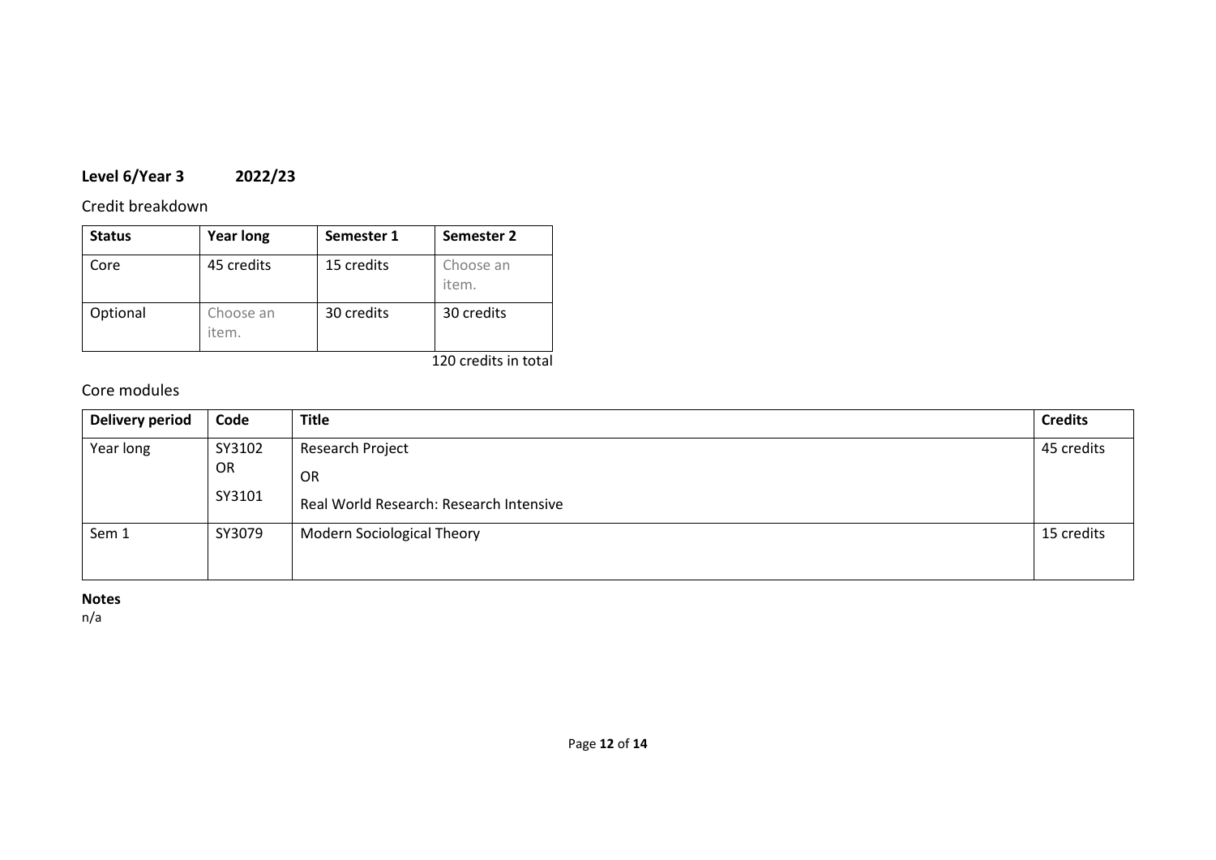**Level 6/Year 3 2022/23**

Credit breakdown

| Status | Year long | Semester 1 | Semester 2 |
|---|---|---|---|
| Core | 45 credits | 15 credits | Choose an item. |
| Optional | Choose an item. | 30 credits | 30 credits |

120 credits in total

Core modules

| Delivery period | Code | Title | Credits |
|---|---|---|---|
| Year long | SY3102 OR SY3101 | Research Project OR Real World Research: Research Intensive | 45 credits |
| Sem 1 | SY3079 | Modern Sociological Theory | 15 credits |

**Notes**
n/a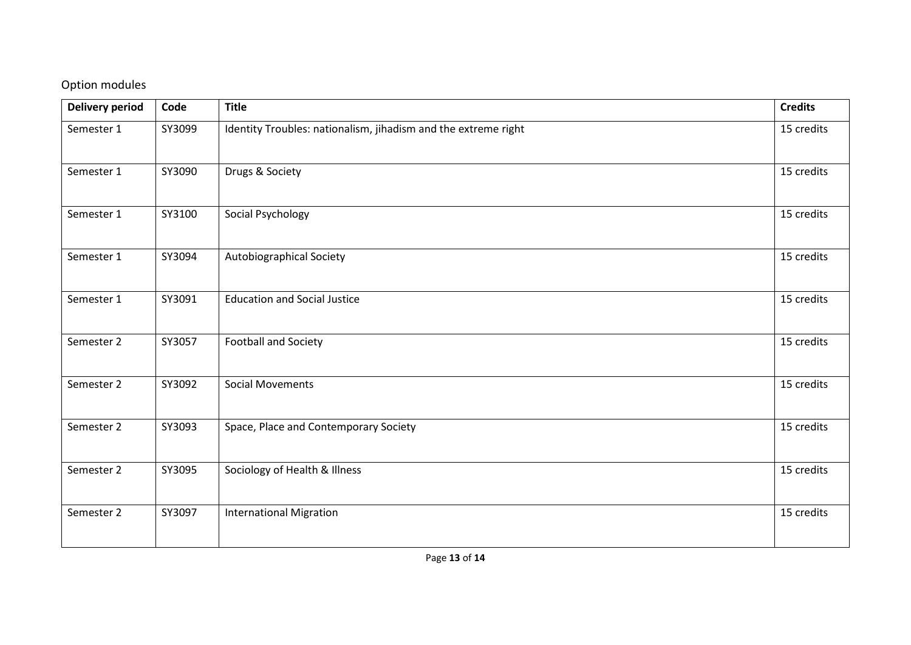Option modules

| Delivery period | Code | Title | Credits |
| --- | --- | --- | --- |
| Semester 1 | SY3099 | Identity Troubles: nationalism, jihadism and the extreme right | 15 credits |
| Semester 1 | SY3090 | Drugs & Society | 15 credits |
| Semester 1 | SY3100 | Social Psychology | 15 credits |
| Semester 1 | SY3094 | Autobiographical Society | 15 credits |
| Semester 1 | SY3091 | Education and Social Justice | 15 credits |
| Semester 2 | SY3057 | Football and Society | 15 credits |
| Semester 2 | SY3092 | Social Movements | 15 credits |
| Semester 2 | SY3093 | Space, Place and Contemporary Society | 15 credits |
| Semester 2 | SY3095 | Sociology of Health & Illness | 15 credits |
| Semester 2 | SY3097 | International Migration | 15 credits |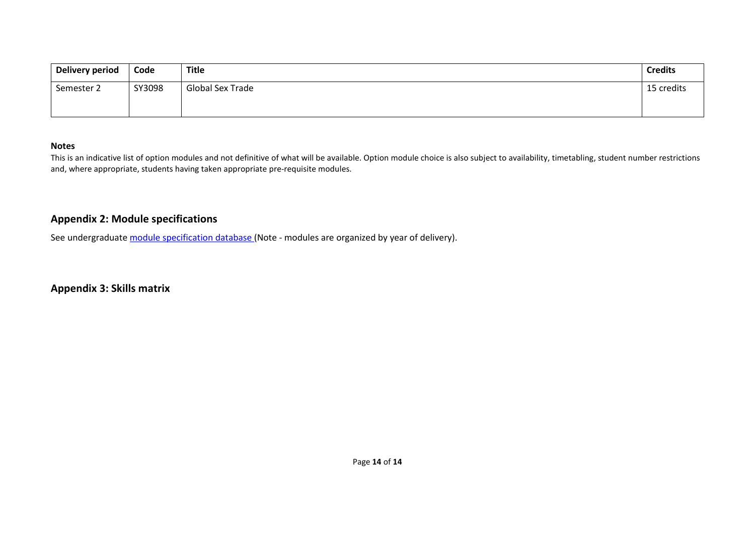| Delivery period | Code | Title | Credits |
|---|---|---|---|
| Semester 2 | SY3098 | Global Sex Trade | 15 credits |

**Notes**

This is an indicative list of option modules and not definitive of what will be available. Option module choice is also subject to availability, timetabling, student number restrictions and, where appropriate, students having taken appropriate pre-requisite modules.

## Appendix 2: Module specifications

See undergraduate module specification database (Note - modules are organized by year of delivery).

## Appendix 3: Skills matrix